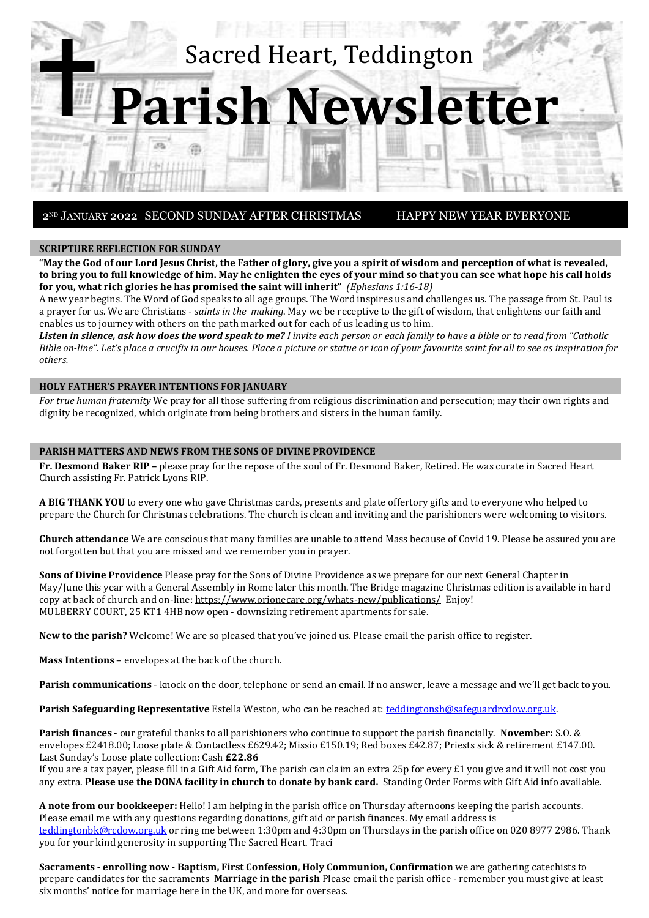Sacred Heart, Teddington

# Parish Newsletter

2ND JANUARY 2022 SECOND SUNDAY AFTER CHRISTMAS HAPPY NEW YEAR EVERYONE

## SCRIPTURE REFLECTION FOR SUNDAY

**"May the God of our Lord Jesus Christ, the Father of glory, give you a spirit of wisdom and perception of what is revealed, to bring you to full knowledge of him. May he enlighten the eyes of your mind so that you can see what hope his call holds for you, what rich glories he has promised the saint will inherit"** *(Ephesians 1:16-18)*

A new year begins. The Word of God speaks to all age groups. The Word inspires us and challenges us. The passage from St. Paul is a prayer for us. We are Christians - *saints in the making*. May we be receptive to the gift of wisdom, that enlightens our faith and enables us to journey with others on the path marked out for each of us leading us to him.

***Listen in silence, ask how does the word speak to me?*** *I invite each person or each family to have a bible or to read from "Catholic Bible on-line". Let's place a crucifix in our houses. Place a picture or statue or icon of your favourite saint for all to see as inspiration for others.*

## HOLY FATHER'S PRAYER INTENTIONS FOR JANUARY

*For true human fraternity* We pray for all those suffering from religious discrimination and persecution; may their own rights and dignity be recognized, which originate from being brothers and sisters in the human family.

## PARISH MATTERS AND NEWS FROM THE SONS OF DIVINE PROVIDENCE

**Fr. Desmond Baker RIP –** please pray for the repose of the soul of Fr. Desmond Baker, Retired. He was curate in Sacred Heart Church assisting Fr. Patrick Lyons RIP.

**A BIG THANK YOU** to every one who gave Christmas cards, presents and plate offertory gifts and to everyone who helped to prepare the Church for Christmas celebrations. The church is clean and inviting and the parishioners were welcoming to visitors.

**Church attendance** We are conscious that many families are unable to attend Mass because of Covid 19. Please be assured you are not forgotten but that you are missed and we remember you in prayer.

**Sons of Divine Providence** Please pray for the Sons of Divine Providence as we prepare for our next General Chapter in May/June this year with a General Assembly in Rome later this month. The Bridge magazine Christmas edition is available in hard copy at back of church and on-line: https://www.orionecare.org/whats-new/publications/ Enjoy!
MULBERRY COURT, 25 KT1 4HB now open - downsizing retirement apartments for sale.

**New to the parish?** Welcome! We are so pleased that you've joined us. Please email the parish office to register.

**Mass Intentions** – envelopes at the back of the church.

**Parish communications** - knock on the door, telephone or send an email. If no answer, leave a message and we'll get back to you.

**Parish Safeguarding Representative** Estella Weston, who can be reached at: teddingtonsh@safeguardrcdow.org.uk.

**Parish finances** - our grateful thanks to all parishioners who continue to support the parish financially. **November:** S.O. & envelopes £2418.00; Loose plate & Contactless £629.42; Missio £150.19; Red boxes £42.87; Priests sick & retirement £147.00. Last Sunday's Loose plate collection: Cash **£22.86**
If you are a tax payer, please fill in a Gift Aid form, The parish can claim an extra 25p for every £1 you give and it will not cost you any extra. **Please use the DONA facility in church to donate by bank card.** Standing Order Forms with Gift Aid info available.

**A note from our bookkeeper:** Hello! I am helping in the parish office on Thursday afternoons keeping the parish accounts. Please email me with any questions regarding donations, gift aid or parish finances. My email address is teddingtonbk@rcdow.org.uk or ring me between 1:30pm and 4:30pm on Thursdays in the parish office on 020 8977 2986. Thank you for your kind generosity in supporting The Sacred Heart. Traci

**Sacraments - enrolling now - Baptism, First Confession, Holy Communion, Confirmation** we are gathering catechists to prepare candidates for the sacraments **Marriage in the parish** Please email the parish office - remember you must give at least six months' notice for marriage here in the UK, and more for overseas.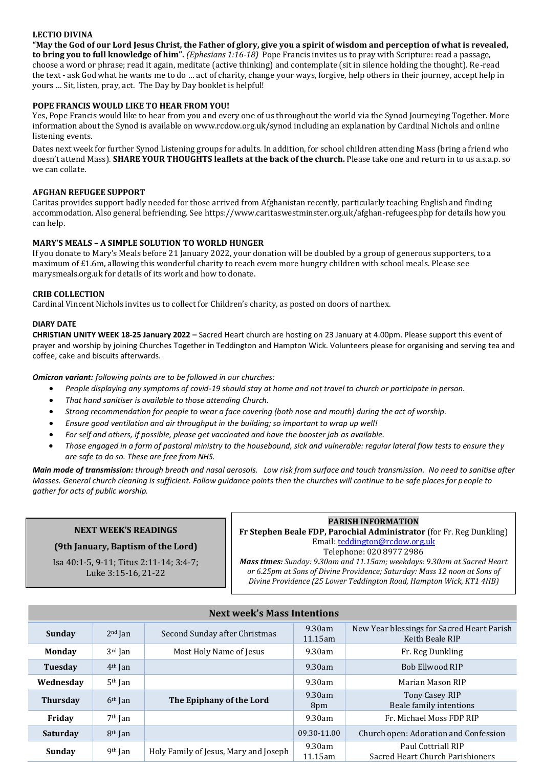**LECTIO DIVINA**

**"May the God of our Lord Jesus Christ, the Father of glory, give you a spirit of wisdom and perception of what is revealed, to bring you to full knowledge of him".** *(Ephesians 1:16-18)* Pope Francis invites us to pray with Scripture: read a passage, choose a word or phrase; read it again, meditate (active thinking) and contemplate (sit in silence holding the thought). Re-read the text - ask God what he wants me to do … act of charity, change your ways, forgive, help others in their journey, accept help in yours … Sit, listen, pray, act. The Day by Day booklet is helpful!

**POPE FRANCIS WOULD LIKE TO HEAR FROM YOU!**

Yes, Pope Francis would like to hear from you and every one of us throughout the world via the Synod Journeying Together. More information about the Synod is available on www.rcdow.org.uk/synod including an explanation by Cardinal Nichols and online listening events.

Dates next week for further Synod Listening groups for adults. In addition, for school children attending Mass (bring a friend who doesn't attend Mass). **SHARE YOUR THOUGHTS leaflets at the back of the church.** Please take one and return in to us a.s.a.p. so we can collate.

**AFGHAN REFUGEE SUPPORT**

Caritas provides support badly needed for those arrived from Afghanistan recently, particularly teaching English and finding accommodation. Also general befriending. See https://www.caritaswestminster.org.uk/afghan-refugees.php for details how you can help.

**MARY'S MEALS – A SIMPLE SOLUTION TO WORLD HUNGER**

If you donate to Mary's Meals before 21 January 2022, your donation will be doubled by a group of generous supporters, to a maximum of £1.6m, allowing this wonderful charity to reach evem more hungry children with school meals. Please see marysmeals.org.uk for details of its work and how to donate.

**CRIB COLLECTION**

Cardinal Vincent Nichols invites us to collect for Children's charity, as posted on doors of narthex.

**DIARY DATE**

**CHRISTIAN UNITY WEEK 18-25 January 2022 –** Sacred Heart church are hosting on 23 January at 4.00pm. Please support this event of prayer and worship by joining Churches Together in Teddington and Hampton Wick. Volunteers please for organising and serving tea and coffee, cake and biscuits afterwards.

***Omicron variant:*** *following points are to be followed in our churches:*

- *People displaying any symptoms of covid-19 should stay at home and not travel to church or participate in person.*
- *That hand sanitiser is available to those attending Church.*
- *Strong recommendation for people to wear a face covering (both nose and mouth) during the act of worship.*
- *Ensure good ventilation and air throughput in the building; so important to wrap up well!*
- *For self and others, if possible, please get vaccinated and have the booster jab as available.*
- *Those engaged in a form of pastoral ministry to the housebound, sick and vulnerable: regular lateral flow tests to ensure they are safe to do so. These are free from NHS.*

***Main mode of transmission:*** *through breath and nasal aerosols. Low risk from surface and touch transmission. No need to sanitise after Masses. General church cleaning is sufficient. Follow guidance points then the churches will continue to be safe places for people to gather for acts of public worship.*

**NEXT WEEK'S READINGS**

**(9th January, Baptism of the Lord)**

Isa 40:1-5, 9-11; Titus 2:11-14; 3:4-7; Luke 3:15-16, 21-22

**PARISH INFORMATION**

**Fr Stephen Beale FDP, Parochial Administrator** (for Fr. Reg Dunkling)
Email: teddington@rcdow.org.uk
Telephone: 020 8977 2986
***Mass times:*** *Sunday: 9.30am and 11.15am; weekdays: 9.30am at Sacred Heart or 6.25pm at Sons of Divine Providence; Saturday: Mass 12 noon at Sons of Divine Providence (25 Lower Teddington Road, Hampton Wick, KT1 4HB)*

**Next week's Mass Intentions**

| | | | | |
|---|---|---|---|---|
| **Sunday** | 2nd Jan | Second Sunday after Christmas | 9.30am<br>11.15am | New Year blessings for Sacred Heart Parish<br>Keith Beale RIP |
| **Monday** | 3rd Jan | Most Holy Name of Jesus | 9.30am | Fr. Reg Dunkling |
| **Tuesday** | 4th Jan | | 9.30am | Bob Ellwood RIP |
| **Wednesday** | 5th Jan | | 9.30am | Marian Mason RIP |
| **Thursday** | 6th Jan | **The Epiphany of the Lord** | 9.30am<br>8pm | Tony Casey RIP<br>Beale family intentions |
| **Friday** | 7th Jan | | 9.30am | Fr. Michael Moss FDP RIP |
| **Saturday** | 8th Jan | | 09.30-11.00 | Church open: Adoration and Confession |
| **Sunday** | 9th Jan | Holy Family of Jesus, Mary and Joseph | 9.30am<br>11.15am | Paul Cottriall RIP<br>Sacred Heart Church Parishioners |